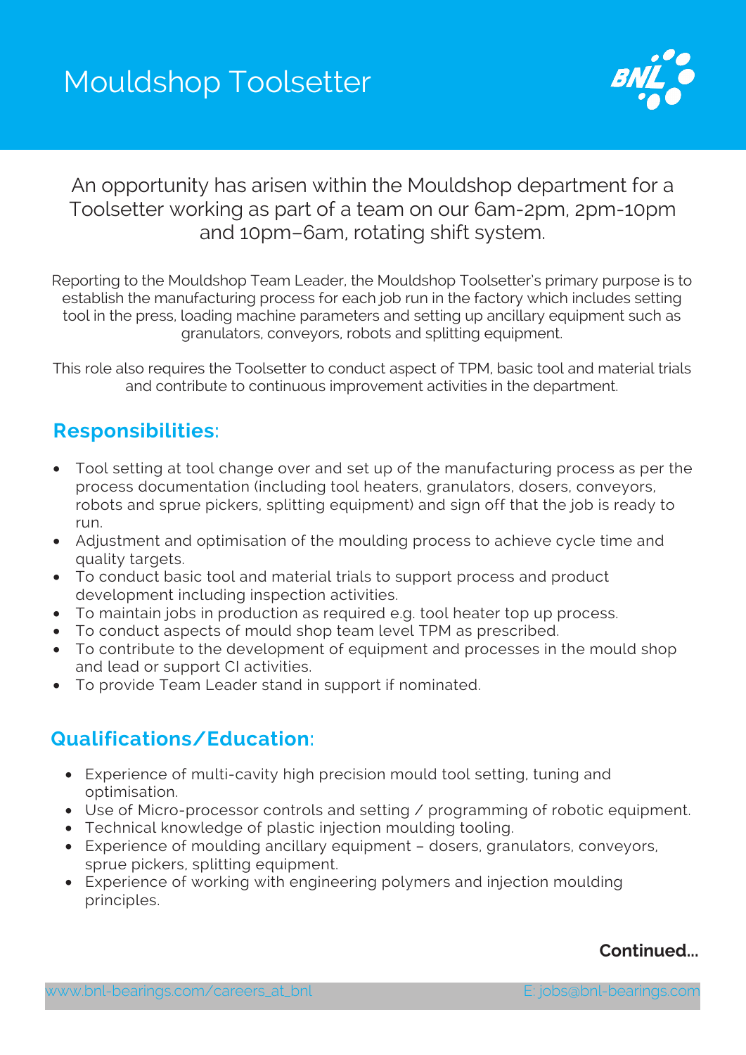# Mouldshop Toolsetter

An opportunity has arisen within the Mouldshop department for a Toolsetter working as part of a team on our 6am-2pm, 2pm-10pm and 10pm–6am, rotating shift system.

Reporting to the Mouldshop Team Leader, the Mouldshop Toolsetter's primary purpose is to establish the manufacturing process for each job run in the factory which includes setting tool in the press, loading machine parameters and setting up ancillary equipment such as granulators, conveyors, robots and splitting equipment.

This role also requires the Toolsetter to conduct aspect of TPM, basic tool and material trials and contribute to continuous improvement activities in the department.

## Responsibilities:

- Tool setting at tool change over and set up of the manufacturing process as per the process documentation (including tool heaters, granulators, dosers, conveyors, robots and sprue pickers, splitting equipment) and sign off that the job is ready to run.
- Adjustment and optimisation of the moulding process to achieve cycle time and quality targets.
- To conduct basic tool and material trials to support process and product development including inspection activities.
- To maintain jobs in production as required e.g. tool heater top up process.
- To conduct aspects of mould shop team level TPM as prescribed.
- To contribute to the development of equipment and processes in the mould shop and lead or support CI activities.
- To provide Team Leader stand in support if nominated.

## Qualifications/Education:

- Experience of multi-cavity high precision mould tool setting, tuning and optimisation.
- Use of Micro-processor controls and setting / programming of robotic equipment.
- Technical knowledge of plastic injection moulding tooling.
- Experience of moulding ancillary equipment – dosers, granulators, conveyors, sprue pickers, splitting equipment.
- Experience of working with engineering polymers and injection moulding principles.

**Continued...**

www.bnl-bearings.com/careers_at_bnl E: jobs@bnl-bearings.com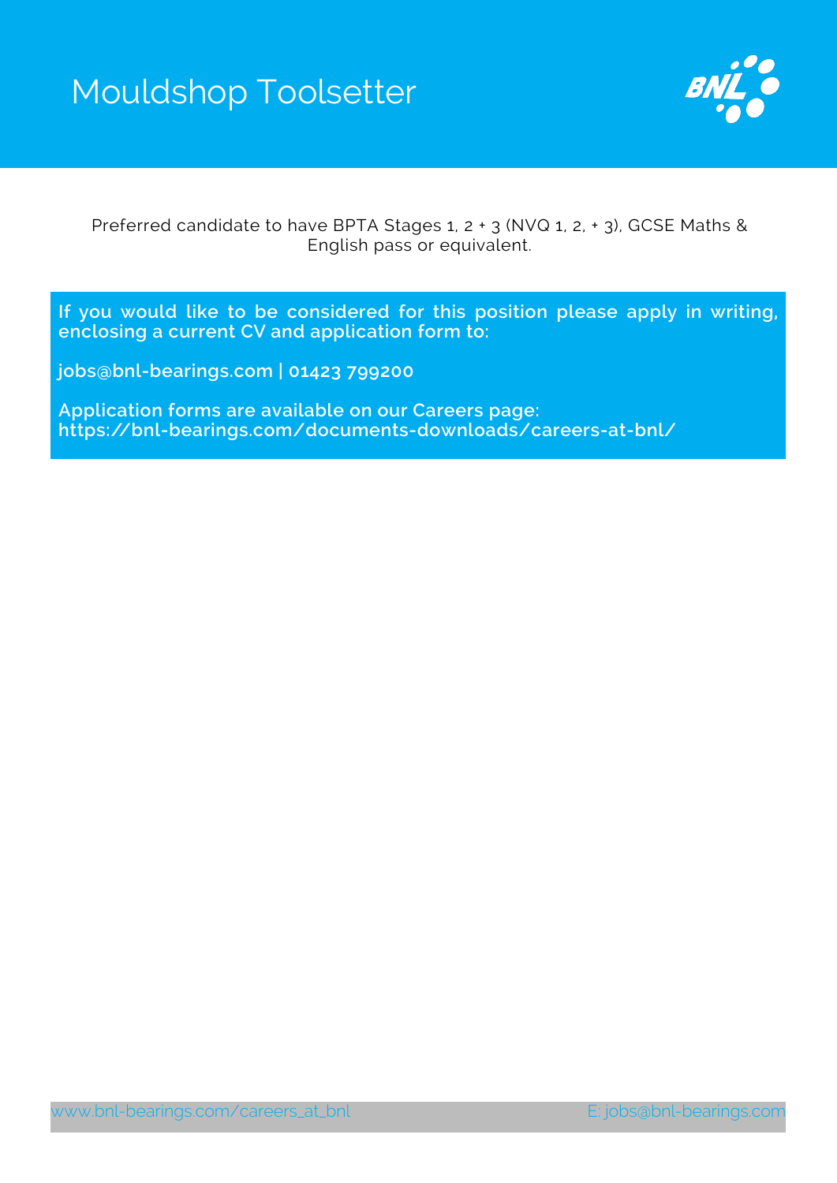# Mouldshop Toolsetter

Preferred candidate to have BPTA Stages 1, 2 + 3 (NVQ 1, 2, + 3), GCSE Maths & English pass or equivalent.

**If you would like to be considered for this position please apply in writing, enclosing a current CV and application form to:**

**jobs@bnl-bearings.com | 01423 799200**

**Application forms are available on our Careers page:**
**https://bnl-bearings.com/documents-downloads/careers-at-bnl/**

www.bnl-bearings.com/careers_at_bnl E: jobs@bnl-bearings.com